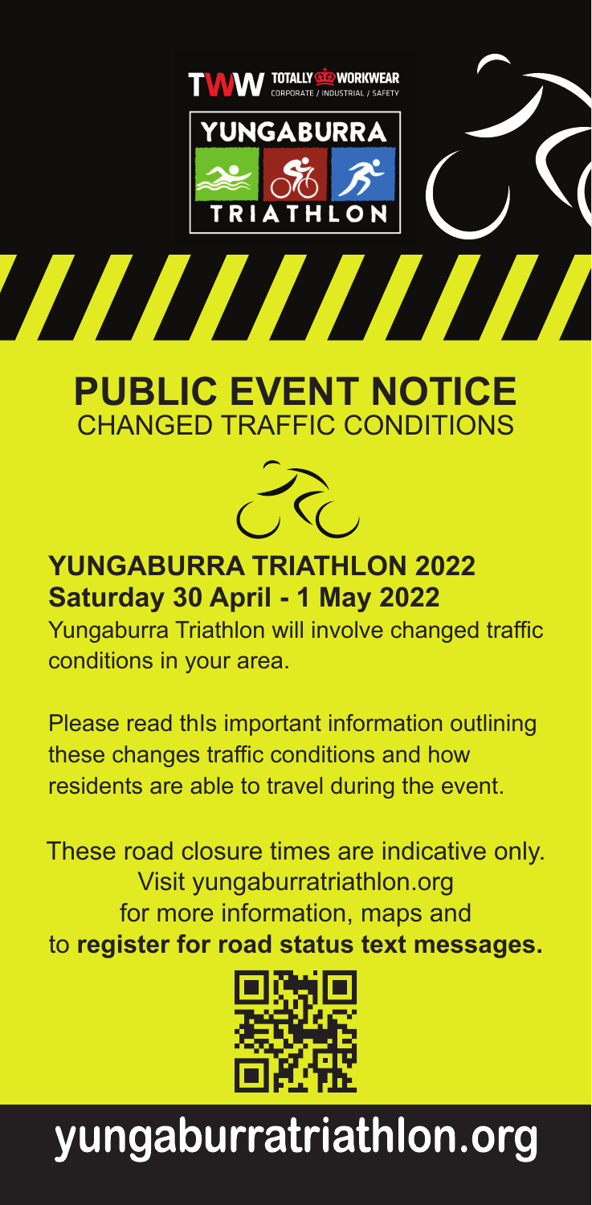TWW TOTALLY WORKWEAR
CORPORATE / INDUSTRIAL / SAFETY

YUNGABURRA TRIATHLON

# PUBLIC EVENT NOTICE

## CHANGED TRAFFIC CONDITIONS

### YUNGABURRA TRIATHLON 2022
### Saturday 30 April - 1 May 2022

Yungaburra Triathlon will involve changed traffic conditions in your area.

Please read thIs important information outlining these changes traffic conditions and how residents are able to travel during the event.

These road closure times are indicative only. Visit yungaburratriathlon.org for more information, maps and to **register for road status text messages.**

# yungaburratriathlon.org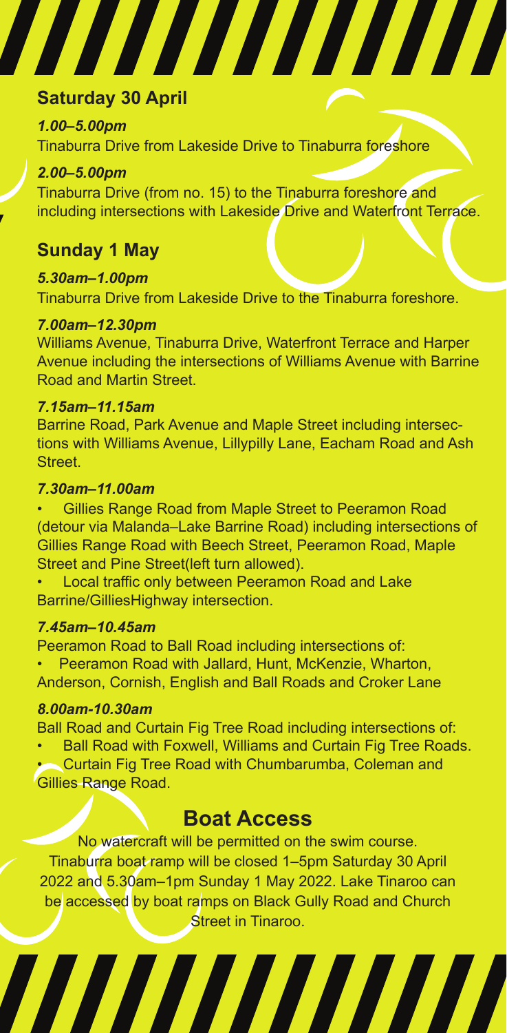## Saturday 30 April

***1.00–5.00pm***

Tinaburra Drive from Lakeside Drive to Tinaburra foreshore

***2.00–5.00pm***

Tinaburra Drive (from no. 15) to the Tinaburra foreshore and including intersections with Lakeside Drive and Waterfront Terrace.

## Sunday 1 May

***5.30am–1.00pm***

Tinaburra Drive from Lakeside Drive to the Tinaburra foreshore.

***7.00am–12.30pm***

Williams Avenue, Tinaburra Drive, Waterfront Terrace and Harper Avenue including the intersections of Williams Avenue with Barrine Road and Martin Street.

***7.15am–11.15am***

Barrine Road, Park Avenue and Maple Street including intersections with Williams Avenue, Lillypilly Lane, Eacham Road and Ash Street.

***7.30am–11.00am***

- Gillies Range Road from Maple Street to Peeramon Road (detour via Malanda–Lake Barrine Road) including intersections of Gillies Range Road with Beech Street, Peeramon Road, Maple Street and Pine Street(left turn allowed).
- Local traffic only between Peeramon Road and Lake Barrine/GilliesHighway intersection.

***7.45am–10.45am***

Peeramon Road to Ball Road including intersections of:

- Peeramon Road with Jallard, Hunt, McKenzie, Wharton, Anderson, Cornish, English and Ball Roads and Croker Lane

***8.00am-10.30am***

Ball Road and Curtain Fig Tree Road including intersections of:

- Ball Road with Foxwell, Williams and Curtain Fig Tree Roads.
- Curtain Fig Tree Road with Chumbarumba, Coleman and Gillies Range Road.

## Boat Access

No watercraft will be permitted on the swim course. Tinaburra boat ramp will be closed 1–5pm Saturday 30 April 2022 and 5.30am–1pm Sunday 1 May 2022. Lake Tinaroo can be accessed by boat ramps on Black Gully Road and Church Street in Tinaroo.